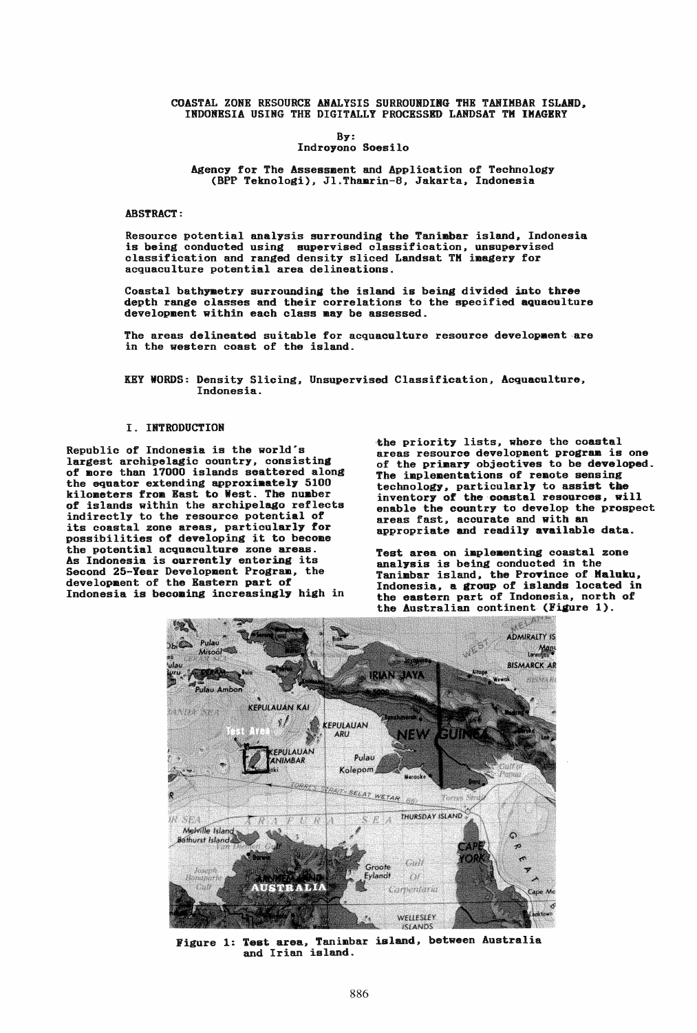# COASTAL ZONE RESOURCE ANALYSIS SURROUNDING THE TANIMBAR ISLAND, INDONESIA USING THE DIGITALLY PROCESSED LANDSAT TM IMAGERY

By:
Indroyono Soesilo

Agency for The Assessment and Application of Technology (BPP Teknologi), Jl.Thamrin-8, Jakarta, Indonesia

## ABSTRACT:

Resource potential analysis surrounding the Tanimbar island, Indonesia is being conducted using supervised classification, unsupervised classification and ranged density sliced Landsat TM imagery for acquaculture potential area delineations.

Coastal bathymetry surrounding the island is being divided into three depth range classes and their correlations to the specified aquaculture development within each class may be assessed.

The areas delineated suitable for acquaculture resource development are in the western coast of the island.

**KEY WORDS:** Density Slicing, Unsupervised Classification, Acquaculture, Indonesia.

## I. INTRODUCTION

Republic of Indonesia is the world's largest archipelagic country, consisting of more than 17000 islands seattered along the equator extending approximately 5100 kilometers from East to West. The number of islands within the archipelago reflects indirectly to the resource potential of its coastal zone areas, particularly for possibilities of developing it to become the potential acquaculture zone areas. As Indonesia is currently entering its Second 25-Year Development Program, the development of the Eastern part of Indonesia is becoming increasingly high in the priority lists, where the coastal areas resource development program is one of the primary objectives to be developed. The implementations of remote sensing technology, particularly to assist the inventory of the coastal resources, will enable the country to develop the prospect areas fast, accurate and with an appropriate and readily available data.

Test area on implementing coastal zone analysis is being conducted in the Tanimbar island, the Province of Maluku, Indonesia, a group of islands located in the eastern part of Indonesia, north of the Australian continent (Figure 1).

Figure 1: Test area, Tanimbar island, between Australia and Irian island.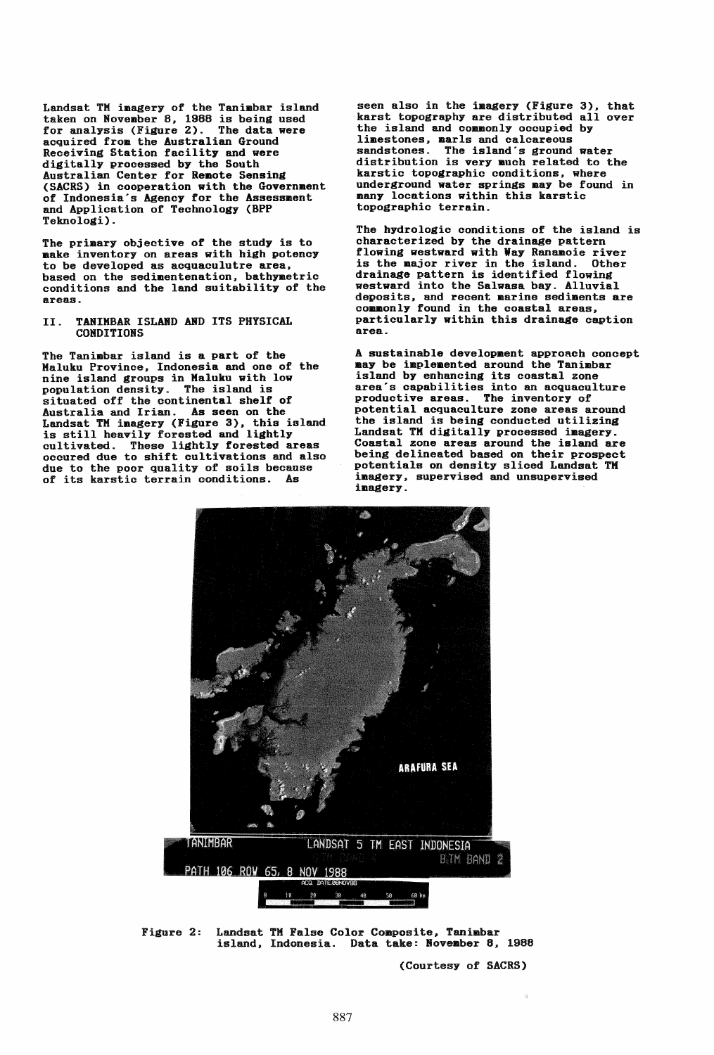Landsat TM imagery of the Tanimbar island taken on November 8, 1988 is being used for analysis (Figure 2). The data were acquired from the Australian Ground Receiving Station facility and were digitally processed by the South Australian Center for Remote Sensing (SACRS) in cooperation with the Government of Indonesia's Agency for the Assessment and Application of Technology (BPP Teknologi).

The primary objective of the study is to make inventory on areas with high potency to be developed as acquaculutre area, based on the sedimentenation, bathymetric conditions and the land suitability of the areas.

## II. TANIMBAR ISLAND AND ITS PHYSICAL CONDITIONS

The Tanimbar island is a part of the Maluku Province, Indonesia and one of the nine island groups in Maluku with low population density. The island is situated off the continental shelf of Australia and Irian. As seen on the Landsat TM imagery (Figure 3), this island is still heavily forested and lightly cultivated. These lightly forested areas occured due to shift cultivations and also due to the poor quality of soils because of its karstic terrain conditions. As seen also in the imagery (Figure 3), that karst topography are distributed all over the island and commonly occupied by limestones, marls and calcareous sandstones. The island's ground water distribution is very much related to the karstic topographic conditions, where underground water springs may be found in many locations within this karstic topographic terrain.

The hydrologic conditions of the island is characterized by the drainage pattern flowing westward with Way Ranamoie river is the major river in the island. Other drainage pattern is identified flowing westward into the Salwasa bay. Alluvial deposits, and recent marine sediments are commonly found in the coastal areas, particularly within this drainage caption area.

A sustainable development approach concept may be implemented around the Tanimbar island by enhancing its coastal zone area's capabilities into an acquaculture productive areas. The inventory of potential acquaculture zone areas around the island is being conducted utilizing Landsat TM digitally processed imagery. Coastal zone areas around the island are being delineated based on their prospect potentials on density sliced Landsat TM imagery, supervised and unsupervised imagery.

Figure 2: Landsat TM False Color Composite, Tanimbar island, Indonesia. Data take: November 8, 1988

(Courtesy of SACRS)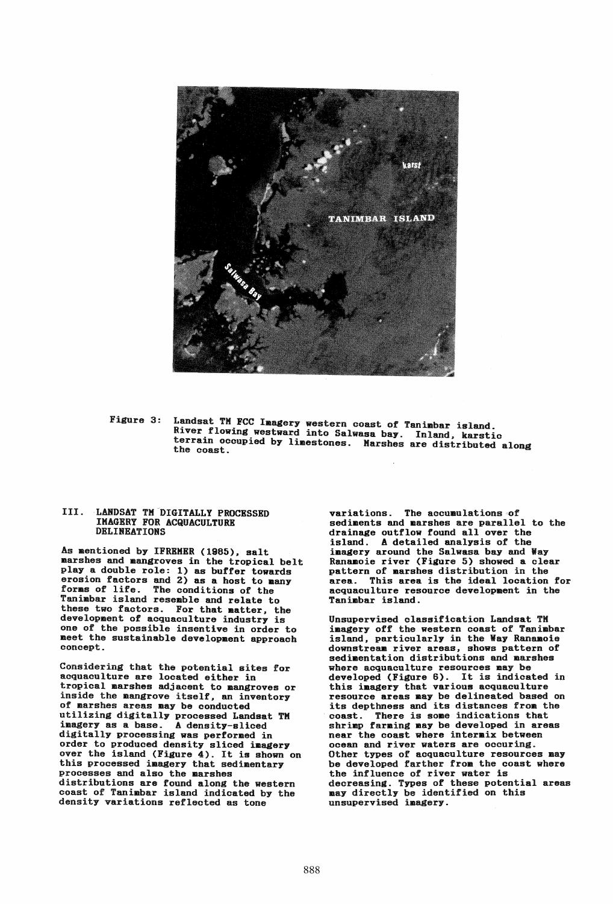Figure 3: Landsat TM FCC Imagery western coast of Tanimbar island. River flowing westward into Salwasa bay. Inland, karstic terrain occupied by limestones. Marshes are distributed along the coast.

## III. LANDSAT TM DIGITALLY PROCESSED IMAGERY FOR ACQUACULTURE DELINEATIONS

As mentioned by IFREMER (1985), salt marshes and mangroves in the tropical belt play a double role: 1) as buffer towards erosion factors and 2) as a host to many forms of life. The conditions of the Tanimbar island resemble and relate to these two factors. For that matter, the development of acquaculture industry is one of the possible insentive in order to meet the sustainable development approach concept.

Considering that the potential sites for acquaculture are located either in tropical marshes adjacent to mangroves or inside the mangrove itself, an inventory of marshes areas may be conducted utilizing digitally processed Landsat TM imagery as a base. A density-sliced digitally processing was performed in order to produced density sliced imagery over the island (Figure 4). It is shown on this processed imagery that sedimentary processes and also the marshes distributions are found along the western coast of Tanimbar island indicated by the density variations reflected as tone variations. The accumulations of sediments and marshes are parallel to the drainage outflow found all over the island. A detailed analysis of the imagery around the Salwasa bay and Way Ranamoie river (Figure 5) showed a clear pattern of marshes distribution in the area. This area is the ideal location for acquaculture resource development in the Tanimbar island.

Unsupervised classification Landsat TM imagery off the western coast of Tanimbar island, particularly in the Way Ranamoie downstream river areas, shows pattern of sedimentation distributions and marshes where acquaculture resources may be developed (Figure 6). It is indicated in this imagery that various acquaculture resource areas may be delineated based on its depthness and its distances from the coast. There is some indications that shrimp farming may be developed in areas near the coast where intermix between ocean and river waters are occuring. Other types of acquaculture resources may be developed farther from the coast where the influence of river water is decreasing. Types of these potential areas may directly be identified on this unsupervised imagery.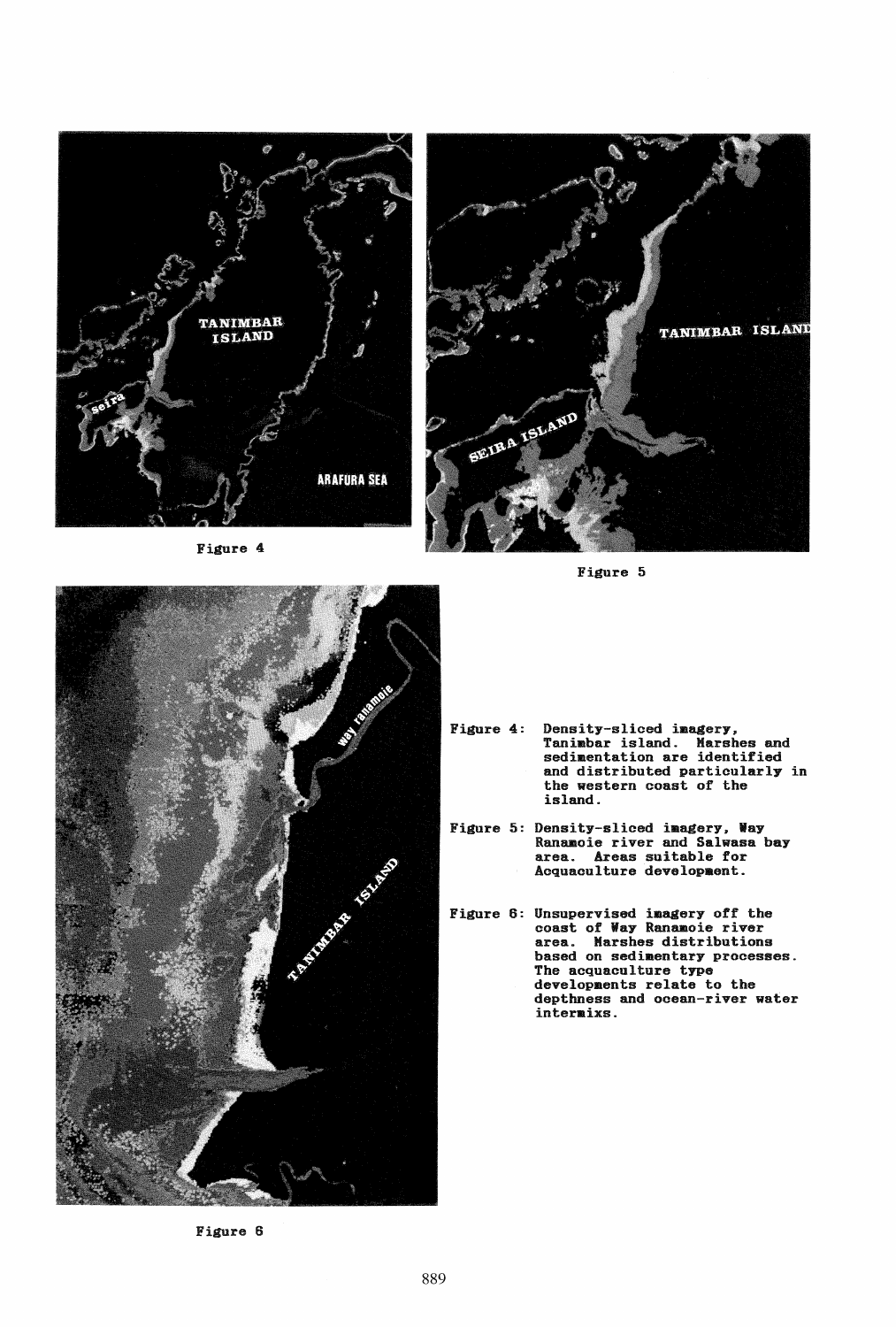Figure 4

Figure 5

Figure 6

Figure 4: Density-sliced imagery, Tanimbar island. Marshes and sedimentation are identified and distributed particularly in the western coast of the island.

Figure 5: Density-sliced imagery, Way Ranamoie river and Salwasa bay area. Areas suitable for Acquaculture development.

Figure 6: Unsupervised imagery off the coast of Way Ranamoie river area. Marshes distributions based on sedimentary processes. The acquaculture type developments relate to the depthness and ocean-river water intermixs.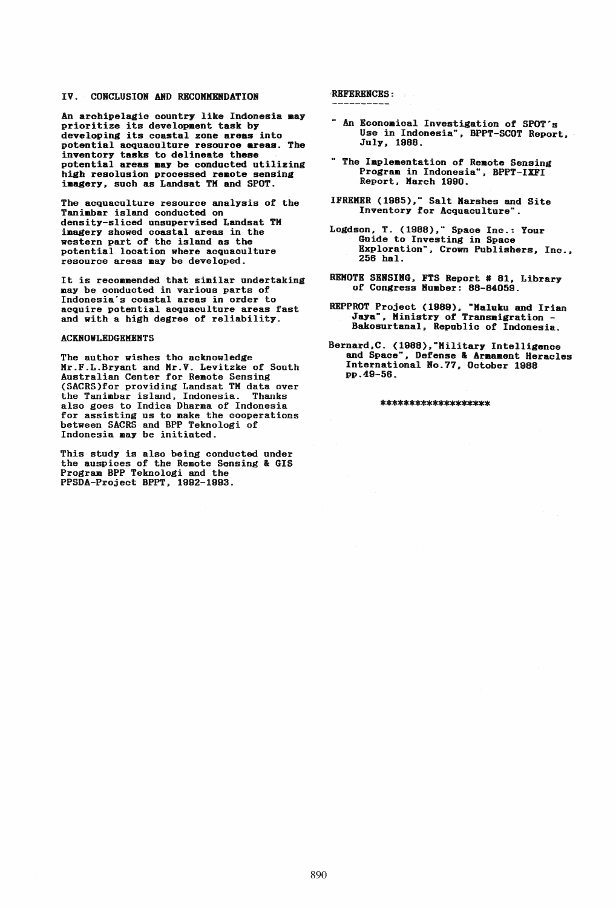## IV. CONCLUSION AND RECOMMENDATION

An archipelagic country like Indonesia may prioritize its development task by developing its coastal zone areas into potential acquaculture resource areas. The inventory tasks to delineate these potential areas may be conducted utilizing high resolusion processed remote sensing imagery, such as Landsat TM and SPOT.

The acquaculture resource analysis of the Tanimbar island conducted on density-sliced unsupervised Landsat TM imagery showed coastal areas in the western part of the island as the potential location where acquaculture resource areas may be developed.

It is recommended that similar undertaking may be conducted in various parts of Indonesia's coastal areas in order to acquire potential acquaculture areas fast and with a high degree of reliability.

### ACKNOWLEDGEMENTS

The author wishes tho acknowledge Mr.F.L.Bryant and Mr.V. Levitzke of South Australian Center for Remote Sensing (SACRS)for providing Landsat TM data over the Tanimbar island, Indonesia. Thanks also goes to Indica Dharma of Indonesia for assisting us to make the cooperations between SACRS and BPP Teknologi of Indonesia may be initiated.

This study is also being conducted under the auspices of the Remote Sensing & GIS Program BPP Teknologi and the PPSDA-Project BPPT, 1992-1993.

## REFERENCES:

" An Economical Investigation of SPOT's Use in Indonesia", BPPT-SCOT Report, July, 1988.

" The Implementation of Remote Sensing Program in Indonesia", BPPT-IXFI Report, March 1990.

IFREMER (1985)," Salt Marshes and Site Inventory for Acquaculture".

Logdson, T. (1988)," Space Inc.: Your Guide to Investing in Space Exploration", Crown Publishers, Inc., 256 hal.

REMOTE SENSING, FTS Report # 81, Library of Congress Number: 88-84059.

REPPROT Project (1989), "Maluku and Irian Jaya", Ministry of Transmigration - Bakosurtanal, Republic of Indonesia.

Bernard,C. (1988),"Military Intelligence and Space", Defense & Armament Heracles International No.77, October 1988 pp.49-56.

*******************